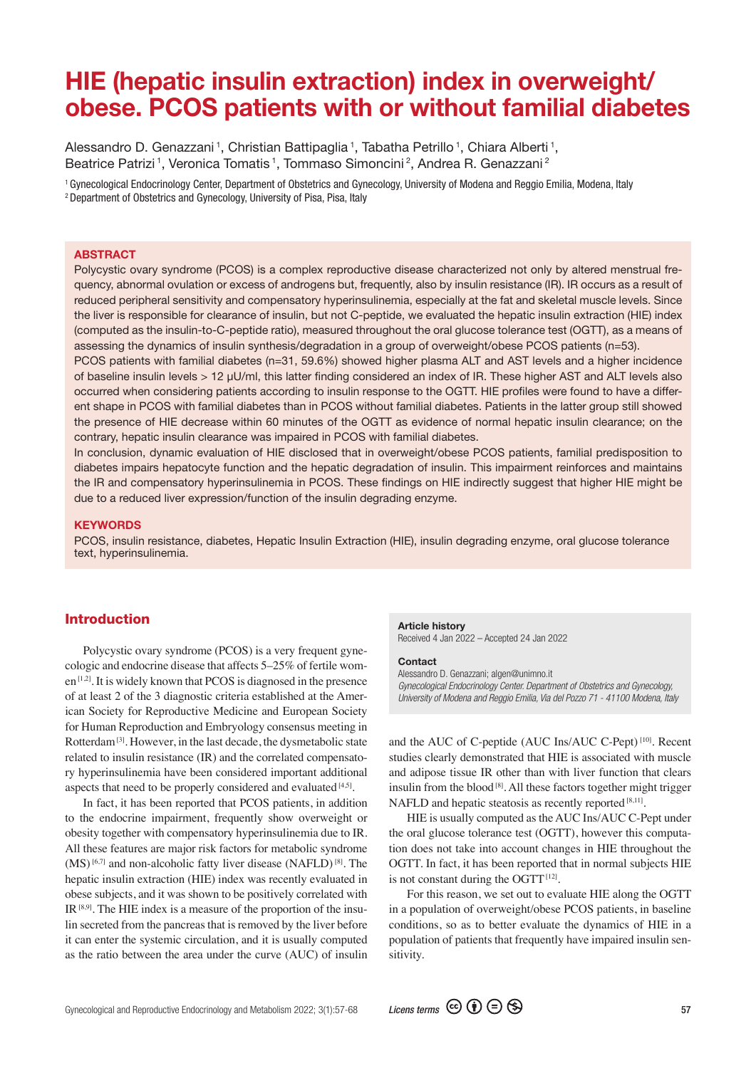# HIE (hepatic insulin extraction) index in overweight/obese. PCOS patients with or without familial diabetes

Alessandro D. Genazzani [1], Christian Battipaglia [1], Tabatha Petrillo [1], Chiara Alberti [1], Beatrice Patrizi [1], Veronica Tomatis [1], Tommaso Simoncini [2], Andrea R. Genazzani [2]

[1] Gynecological Endocrinology Center, Department of Obstetrics and Gynecology, University of Modena and Reggio Emilia, Modena, Italy
[2] Department of Obstetrics and Gynecology, University of Pisa, Pisa, Italy

## ABSTRACT

Polycystic ovary syndrome (PCOS) is a complex reproductive disease characterized not only by altered menstrual frequency, abnormal ovulation or excess of androgens but, frequently, also by insulin resistance (IR). IR occurs as a result of reduced peripheral sensitivity and compensatory hyperinsulinemia, especially at the fat and skeletal muscle levels. Since the liver is responsible for clearance of insulin, but not C-peptide, we evaluated the hepatic insulin extraction (HIE) index (computed as the insulin-to-C-peptide ratio), measured throughout the oral glucose tolerance test (OGTT), as a means of assessing the dynamics of insulin synthesis/degradation in a group of overweight/obese PCOS patients (n=53).

PCOS patients with familial diabetes (n=31, 59.6%) showed higher plasma ALT and AST levels and a higher incidence of baseline insulin levels > 12 µU/ml, this latter finding considered an index of IR. These higher AST and ALT levels also occurred when considering patients according to insulin response to the OGTT. HIE profiles were found to have a different shape in PCOS with familial diabetes than in PCOS without familial diabetes. Patients in the latter group still showed the presence of HIE decrease within 60 minutes of the OGTT as evidence of normal hepatic insulin clearance; on the contrary, hepatic insulin clearance was impaired in PCOS with familial diabetes.

In conclusion, dynamic evaluation of HIE disclosed that in overweight/obese PCOS patients, familial predisposition to diabetes impairs hepatocyte function and the hepatic degradation of insulin. This impairment reinforces and maintains the IR and compensatory hyperinsulinemia in PCOS. These findings on HIE indirectly suggest that higher HIE might be due to a reduced liver expression/function of the insulin degrading enzyme.

## KEYWORDS

PCOS, insulin resistance, diabetes, Hepatic Insulin Extraction (HIE), insulin degrading enzyme, oral glucose tolerance text, hyperinsulinemia.

## Introduction

Polycystic ovary syndrome (PCOS) is a very frequent gynecologic and endocrine disease that affects 5–25% of fertile women [1,2]. It is widely known that PCOS is diagnosed in the presence of at least 2 of the 3 diagnostic criteria established at the American Society for Reproductive Medicine and European Society for Human Reproduction and Embryology consensus meeting in Rotterdam [3]. However, in the last decade, the dysmetabolic state related to insulin resistance (IR) and the correlated compensatory hyperinsulinemia have been considered important additional aspects that need to be properly considered and evaluated [4,5].

In fact, it has been reported that PCOS patients, in addition to the endocrine impairment, frequently show overweight or obesity together with compensatory hyperinsulinemia due to IR. All these features are major risk factors for metabolic syndrome (MS) [6,7] and non-alcoholic fatty liver disease (NAFLD) [8]. The hepatic insulin extraction (HIE) index was recently evaluated in obese subjects, and it was shown to be positively correlated with IR [8,9]. The HIE index is a measure of the proportion of the insulin secreted from the pancreas that is removed by the liver before it can enter the systemic circulation, and it is usually computed as the ratio between the area under the curve (AUC) of insulin and the AUC of C-peptide (AUC Ins/AUC C-Pept) [10]. Recent studies clearly demonstrated that HIE is associated with muscle and adipose tissue IR other than with liver function that clears insulin from the blood [8]. All these factors together might trigger NAFLD and hepatic steatosis as recently reported [8,11].

HIE is usually computed as the AUC Ins/AUC C-Pept under the oral glucose tolerance test (OGTT), however this computation does not take into account changes in HIE throughout the OGTT. In fact, it has been reported that in normal subjects HIE is not constant during the OGTT [12].

For this reason, we set out to evaluate HIE along the OGTT in a population of overweight/obese PCOS patients, in baseline conditions, so as to better evaluate the dynamics of HIE in a population of patients that frequently have impaired insulin sensitivity.

**Article history**
Received 4 Jan 2022 – Accepted 24 Jan 2022

**Contact**
Alessandro D. Genazzani; algen@unimno.it
*Gynecological Endocrinology Center. Department of Obstetrics and Gynecology, University of Modena and Reggio Emilia, Via del Pozzo 71 - 41100 Modena, Italy*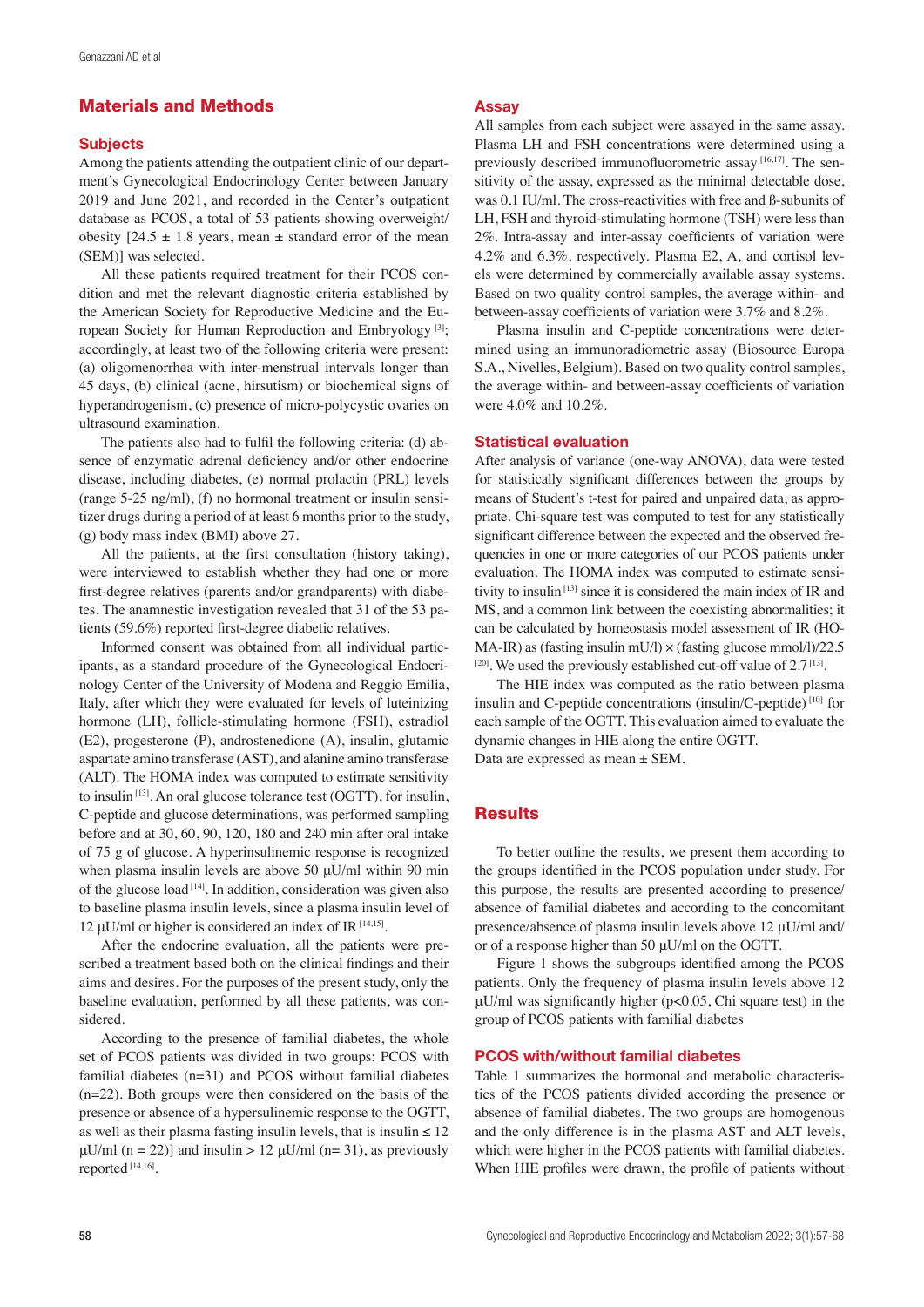## Materials and Methods

### Subjects

Among the patients attending the outpatient clinic of our department's Gynecological Endocrinology Center between January 2019 and June 2021, and recorded in the Center's outpatient database as PCOS, a total of 53 patients showing overweight/obesity [24.5 ± 1.8 years, mean ± standard error of the mean (SEM)] was selected.

All these patients required treatment for their PCOS condition and met the relevant diagnostic criteria established by the American Society for Reproductive Medicine and the European Society for Human Reproduction and Embryology [3]; accordingly, at least two of the following criteria were present: (a) oligomenorrhea with inter-menstrual intervals longer than 45 days, (b) clinical (acne, hirsutism) or biochemical signs of hyperandrogenism, (c) presence of micro-polycystic ovaries on ultrasound examination.

The patients also had to fulfil the following criteria: (d) absence of enzymatic adrenal deficiency and/or other endocrine disease, including diabetes, (e) normal prolactin (PRL) levels (range 5-25 ng/ml), (f) no hormonal treatment or insulin sensitizer drugs during a period of at least 6 months prior to the study, (g) body mass index (BMI) above 27.

All the patients, at the first consultation (history taking), were interviewed to establish whether they had one or more first-degree relatives (parents and/or grandparents) with diabetes. The anamnestic investigation revealed that 31 of the 53 patients (59.6%) reported first-degree diabetic relatives.

Informed consent was obtained from all individual participants, as a standard procedure of the Gynecological Endocrinology Center of the University of Modena and Reggio Emilia, Italy, after which they were evaluated for levels of luteinizing hormone (LH), follicle-stimulating hormone (FSH), estradiol (E2), progesterone (P), androstenedione (A), insulin, glutamic aspartate amino transferase (AST), and alanine amino transferase (ALT). The HOMA index was computed to estimate sensitivity to insulin [13]. An oral glucose tolerance test (OGTT), for insulin, C-peptide and glucose determinations, was performed sampling before and at 30, 60, 90, 120, 180 and 240 min after oral intake of 75 g of glucose. A hyperinsulinemic response is recognized when plasma insulin levels are above 50 µU/ml within 90 min of the glucose load [14]. In addition, consideration was given also to baseline plasma insulin levels, since a plasma insulin level of 12 µU/ml or higher is considered an index of IR [14,15].

After the endocrine evaluation, all the patients were prescribed a treatment based both on the clinical findings and their aims and desires. For the purposes of the present study, only the baseline evaluation, performed by all these patients, was considered.

According to the presence of familial diabetes, the whole set of PCOS patients was divided in two groups: PCOS with familial diabetes (n=31) and PCOS without familial diabetes (n=22). Both groups were then considered on the basis of the presence or absence of a hypersulinemic response to the OGTT, as well as their plasma fasting insulin levels, that is insulin ≤ 12 µU/ml (n = 22)] and insulin > 12 µU/ml (n= 31), as previously reported [14,16].

### Assay

All samples from each subject were assayed in the same assay. Plasma LH and FSH concentrations were determined using a previously described immunofluorometric assay [16,17]. The sensitivity of the assay, expressed as the minimal detectable dose, was 0.1 IU/ml. The cross-reactivities with free and ß-subunits of LH, FSH and thyroid-stimulating hormone (TSH) were less than 2%. Intra-assay and inter-assay coefficients of variation were 4.2% and 6.3%, respectively. Plasma E2, A, and cortisol levels were determined by commercially available assay systems. Based on two quality control samples, the average within- and between-assay coefficients of variation were 3.7% and 8.2%.

Plasma insulin and C-peptide concentrations were determined using an immunoradiometric assay (Biosource Europa S.A., Nivelles, Belgium). Based on two quality control samples, the average within- and between-assay coefficients of variation were 4.0% and 10.2%.

### Statistical evaluation

After analysis of variance (one-way ANOVA), data were tested for statistically significant differences between the groups by means of Student's t-test for paired and unpaired data, as appropriate. Chi-square test was computed to test for any statistically significant difference between the expected and the observed frequencies in one or more categories of our PCOS patients under evaluation. The HOMA index was computed to estimate sensitivity to insulin [13] since it is considered the main index of IR and MS, and a common link between the coexisting abnormalities; it can be calculated by homeostasis model assessment of IR (HOMA-IR) as (fasting insulin mU/l) × (fasting glucose mmol/l)/22.5 [20]. We used the previously established cut-off value of 2.7 [13].

The HIE index was computed as the ratio between plasma insulin and C-peptide concentrations (insulin/C-peptide) [10] for each sample of the OGTT. This evaluation aimed to evaluate the dynamic changes in HIE along the entire OGTT.

Data are expressed as mean ± SEM.

## Results

To better outline the results, we present them according to the groups identified in the PCOS population under study. For this purpose, the results are presented according to presence/absence of familial diabetes and according to the concomitant presence/absence of plasma insulin levels above 12 µU/ml and/or of a response higher than 50 µU/ml on the OGTT.

Figure 1 shows the subgroups identified among the PCOS patients. Only the frequency of plasma insulin levels above 12 µU/ml was significantly higher ($p<0.05$, Chi square test) in the group of PCOS patients with familial diabetes

### PCOS with/without familial diabetes

Table 1 summarizes the hormonal and metabolic characteristics of the PCOS patients divided according the presence or absence of familial diabetes. The two groups are homogenous and the only difference is in the plasma AST and ALT levels, which were higher in the PCOS patients with familial diabetes. When HIE profiles were drawn, the profile of patients without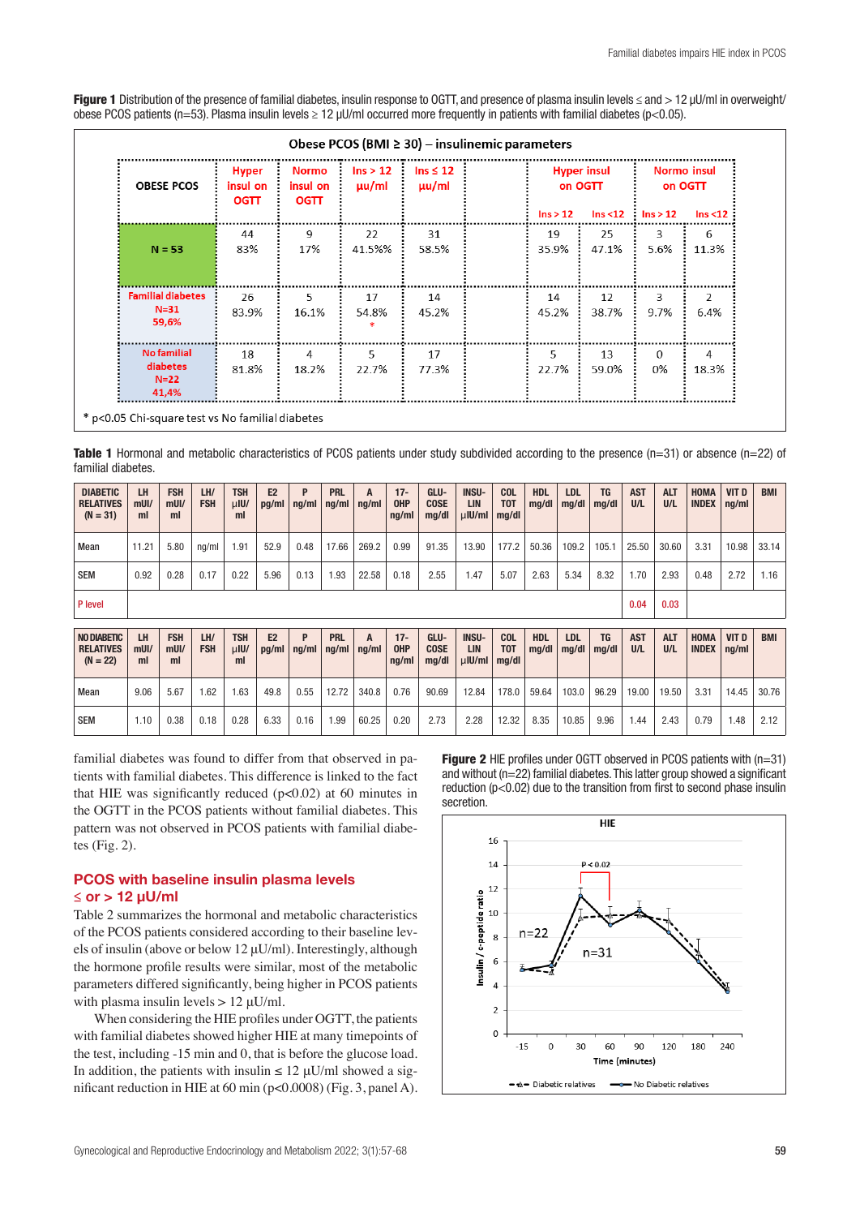**Figure 1** Distribution of the presence of familial diabetes, insulin response to OGTT, and presence of plasma insulin levels ≤ and > 12 µU/ml in overweight/obese PCOS patients (n=53). Plasma insulin levels ≥ 12 µU/ml occurred more frequently in patients with familial diabetes (p<0.05).

**Obese PCOS (BMI ≥ 30) – insulinemic parameters**

| OBESE PCOS | Hyper insul on OGTT | Normo insul on OGTT | Ins > 12 µu/ml | Ins ≤ 12 µu/ml | Hyper insul on OGTT: Ins > 12 | Hyper insul on OGTT: Ins <12 | Normo insul on OGTT: Ins > 12 | Normo insul on OGTT: Ins <12 |
|---|---|---|---|---|---|---|---|---|
| N = 53 | 44 83% | 9 17% | 22 41.5%% | 31 58.5% | 19 35.9% | 25 47.1% | 3 5.6% | 6 11.3% |
| Familial diabetes N=31 59,6% | 26 83.9% | 5 16.1% | 17 54.8% * | 14 45.2% | 14 45.2% | 12 38.7% | 3 9.7% | 2 6.4% |
| No familial diabetes N=22 41,4% | 18 81.8% | 4 18.2% | 5 22.7% | 17 77.3% | 5 22.7% | 13 59.0% | 0 0% | 4 18.3% |

* p<0.05 Chi-square test vs No familial diabetes

**Table 1** Hormonal and metabolic characteristics of PCOS patients under study subdivided according to the presence (n=31) or absence (n=22) of familial diabetes.

| DIABETIC RELATIVES (N = 31) | LH mUI/ml | FSH mUI/ml | LH/FSH | TSH µIU/ml | E2 pg/ml | P ng/ml | PRL ng/ml | A ng/ml | 17-OHP ng/ml | GLUCOSE mg/dl | INSULIN µIU/ml | COL TOT mg/dl | HDL mg/dl | LDL mg/dl | TG mg/dl | AST U/L | ALT U/L | HOMA INDEX | VIT D ng/ml | BMI |
|---|---|---|---|---|---|---|---|---|---|---|---|---|---|---|---|---|---|---|---|---|
| Mean | 11.21 | 5.80 | ng/ml | 1.91 | 52.9 | 0.48 | 17.66 | 269.2 | 0.99 | 91.35 | 13.90 | 177.2 | 50.36 | 109.2 | 105.1 | 25.50 | 30.60 | 3.31 | 10.98 | 33.14 |
| SEM | 0.92 | 0.28 | 0.17 | 0.22 | 5.96 | 0.13 | 1.93 | 22.58 | 0.18 | 2.55 | 1.47 | 5.07 | 2.63 | 5.34 | 8.32 | 1.70 | 2.93 | 0.48 | 2.72 | 1.16 |
| P level | | | | | | | | | | | | | | | | 0.04 | 0.03 | | | |
| **NO DIABETIC RELATIVES (N = 22)** | **LH mUI/ml** | **FSH mUI/ml** | **LH/FSH** | **TSH µIU/ml** | **E2 pg/ml** | **P ng/ml** | **PRL ng/ml** | **A ng/ml** | **17-OHP ng/ml** | **GLUCOSE mg/dl** | **INSULIN µIU/ml** | **COL TOT mg/dl** | **HDL mg/dl** | **LDL mg/dl** | **TG mg/dl** | **AST U/L** | **ALT U/L** | **HOMA INDEX** | **VIT D ng/ml** | **BMI** |
| Mean | 9.06 | 5.67 | 1.62 | 1.63 | 49.8 | 0.55 | 12.72 | 340.8 | 0.76 | 90.69 | 12.84 | 178.0 | 59.64 | 103.0 | 96.29 | 19.00 | 19.50 | 3.31 | 14.45 | 30.76 |
| SEM | 1.10 | 0.38 | 0.18 | 0.28 | 6.33 | 0.16 | 1.99 | 60.25 | 0.20 | 2.73 | 2.28 | 12.32 | 8.35 | 10.85 | 9.96 | 1.44 | 2.43 | 0.79 | 1.48 | 2.12 |

familial diabetes was found to differ from that observed in patients with familial diabetes. This difference is linked to the fact that HIE was significantly reduced (p<0.02) at 60 minutes in the OGTT in the PCOS patients without familial diabetes. This pattern was not observed in PCOS patients with familial diabetes (Fig. 2).

## PCOS with baseline insulin plasma levels ≤ or > 12 µU/ml

Table 2 summarizes the hormonal and metabolic characteristics of the PCOS patients considered according to their baseline levels of insulin (above or below 12 µU/ml). Interestingly, although the hormone profile results were similar, most of the metabolic parameters differed significantly, being higher in PCOS patients with plasma insulin levels > 12 µU/ml.

When considering the HIE profiles under OGTT, the patients with familial diabetes showed higher HIE at many timepoints of the test, including -15 min and 0, that is before the glucose load. In addition, the patients with insulin ≤ 12 µU/ml showed a significant reduction in HIE at 60 min (p<0.0008) (Fig. 3, panel A).

**Figure 2** HIE profiles under OGTT observed in PCOS patients with (n=31) and without (n=22) familial diabetes. This latter group showed a significant reduction (p<0.02) due to the transition from first to second phase insulin secretion.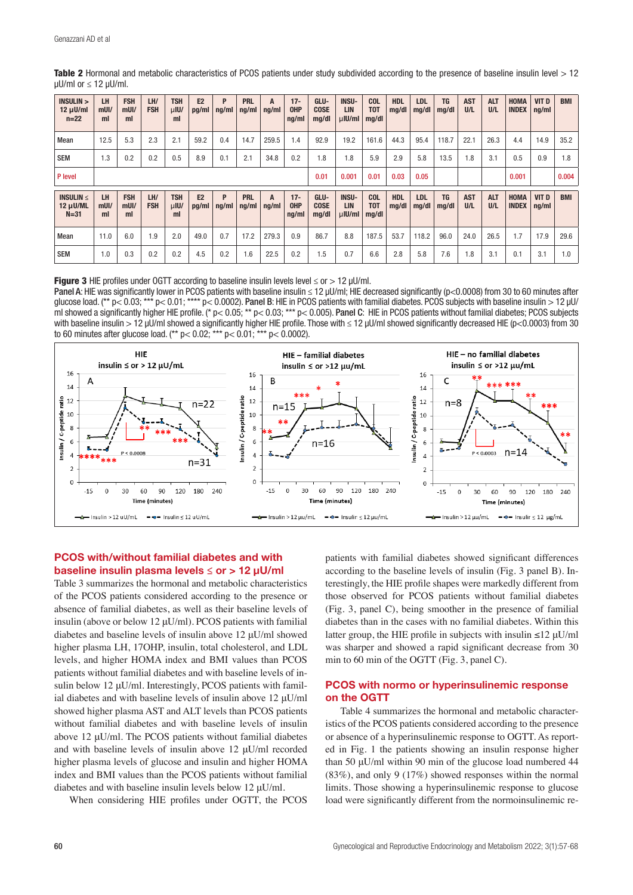**Table 2** Hormonal and metabolic characteristics of PCOS patients under study subdivided according to the presence of baseline insulin level > 12 µUI/ml or ≤ 12 µUI/ml.

| INSULIN > 12 µU/ml n=22 | LH mUI/ml | FSH mUI/ml | LH/FSH | TSH µIU/ml | E2 pg/ml | P ng/ml | PRL ng/ml | A ng/ml | 17-OHP ng/ml | GLUCOSE mg/dl | INSULIN µIU/ml | COL TOT mg/dl | HDL mg/dl | LDL mg/dl | TG mg/dl | AST U/L | ALT U/L | HOMA INDEX | VIT D ng/ml | BMI |
|---|---|---|---|---|---|---|---|---|---|---|---|---|---|---|---|---|---|---|---|---|
| Mean | 12.5 | 5.3 | 2.3 | 2.1 | 59.2 | 0.4 | 14.7 | 259.5 | 1.4 | 92.9 | 19.2 | 161.6 | 44.3 | 95.4 | 118.7 | 22.1 | 26.3 | 4.4 | 14.9 | 35.2 |
| SEM | 1.3 | 0.2 | 0.2 | 0.5 | 8.9 | 0.1 | 2.1 | 34.8 | 0.2 | 1.8 | 1.8 | 5.9 | 2.9 | 5.8 | 13.5 | 1.8 | 3.1 | 0.5 | 0.9 | 1.8 |
| P level | | | | | | | | | | 0.01 | 0.001 | 0.01 | 0.03 | 0.05 | | | | 0.001 | | 0.004 |
| **INSULIN ≤ 12 µU/ML N=31** | **LH mUI/ml** | **FSH mUI/ml** | **LH/FSH** | **TSH µIU/ml** | **E2 pg/ml** | **P ng/ml** | **PRL ng/ml** | **A ng/ml** | **17-OHP ng/ml** | **GLUCOSE mg/dl** | **INSULIN µIU/ml** | **COL TOT mg/dl** | **HDL mg/dl** | **LDL mg/dl** | **TG mg/dl** | **AST U/L** | **ALT U/L** | **HOMA INDEX** | **VIT D ng/ml** | **BMI** |
| Mean | 11.0 | 6.0 | 1.9 | 2.0 | 49.0 | 0.7 | 17.2 | 279.3 | 0.9 | 86.7 | 8.8 | 187.5 | 53.7 | 118.2 | 96.0 | 24.0 | 26.5 | 1.7 | 17.9 | 29.6 |
| SEM | 1.0 | 0.3 | 0.2 | 0.2 | 4.5 | 0.2 | 1.6 | 22.5 | 0.2 | 1.5 | 0.7 | 6.6 | 2.8 | 5.8 | 7.6 | 1.8 | 3.1 | 0.1 | 3.1 | 1.0 |

**Figure 3** HIE profiles under OGTT according to baseline insulin levels level ≤ or > 12 µU/ml.
**Panel A**: HIE was significantly lower in PCOS patients with baseline insulin ≤ 12 µU/ml; HIE decreased significantly (p<0.0008) from 30 to 60 minutes after glucose load. (** p< 0.03; *** p< 0.01; **** p< 0.0002). **Panel B**: HIE in PCOS patients with familial diabetes. PCOS subjects with baseline insulin > 12 µU/ml showed a significantly higher HIE profile. (* p< 0.05; ** p< 0.03; *** p< 0.005). **Panel C**: HIE in PCOS patients without familial diabetes; PCOS subjects with baseline insulin > 12 µU/ml showed a significantly higher HIE profile. Those with ≤ 12 µU/ml showed significantly decreased HIE (p<0.0003) from 30 to 60 minutes after glucose load. (** p< 0.02; *** p< 0.01; *** p< 0.0002).

## PCOS with/without familial diabetes and with baseline insulin plasma levels ≤ or > 12 µU/ml

Table 3 summarizes the hormonal and metabolic characteristics of the PCOS patients considered according to the presence or absence of familial diabetes, as well as their baseline levels of insulin (above or below 12 µU/ml). PCOS patients with familial diabetes and baseline levels of insulin above 12 µU/ml showed higher plasma LH, 17OHP, insulin, total cholesterol, and LDL levels, and higher HOMA index and BMI values than PCOS patients without familial diabetes and with baseline levels of insulin below 12 µU/ml. Interestingly, PCOS patients with familial diabetes and with baseline levels of insulin above 12 µU/ml showed higher plasma AST and ALT levels than PCOS patients without familial diabetes and with baseline levels of insulin above 12 µU/ml. The PCOS patients without familial diabetes and with baseline levels of insulin above 12 µU/ml recorded higher plasma levels of glucose and insulin and higher HOMA index and BMI values than the PCOS patients without familial diabetes and with baseline insulin levels below 12 µU/ml.

When considering HIE profiles under OGTT, the PCOS patients with familial diabetes showed significant differences according to the baseline levels of insulin (Fig. 3 panel B). Interestingly, the HIE profile shapes were markedly different from those observed for PCOS patients without familial diabetes (Fig. 3, panel C), being smoother in the presence of familial diabetes than in the cases with no familial diabetes. Within this latter group, the HIE profile in subjects with insulin ≤12 µU/ml was sharper and showed a rapid significant decrease from 30 min to 60 min of the OGTT (Fig. 3, panel C).

## PCOS with normo or hyperinsulinemic response on the OGTT

Table 4 summarizes the hormonal and metabolic characteristics of the PCOS patients considered according to the presence or absence of a hyperinsulinemic response to OGTT. As reported in Fig. 1 the patients showing an insulin response higher than 50 µU/ml within 90 min of the glucose load numbered 44 (83%), and only 9 (17%) showed responses within the normal limits. Those showing a hyperinsulinemic response to glucose load were significantly different from the normoinsulinemic re-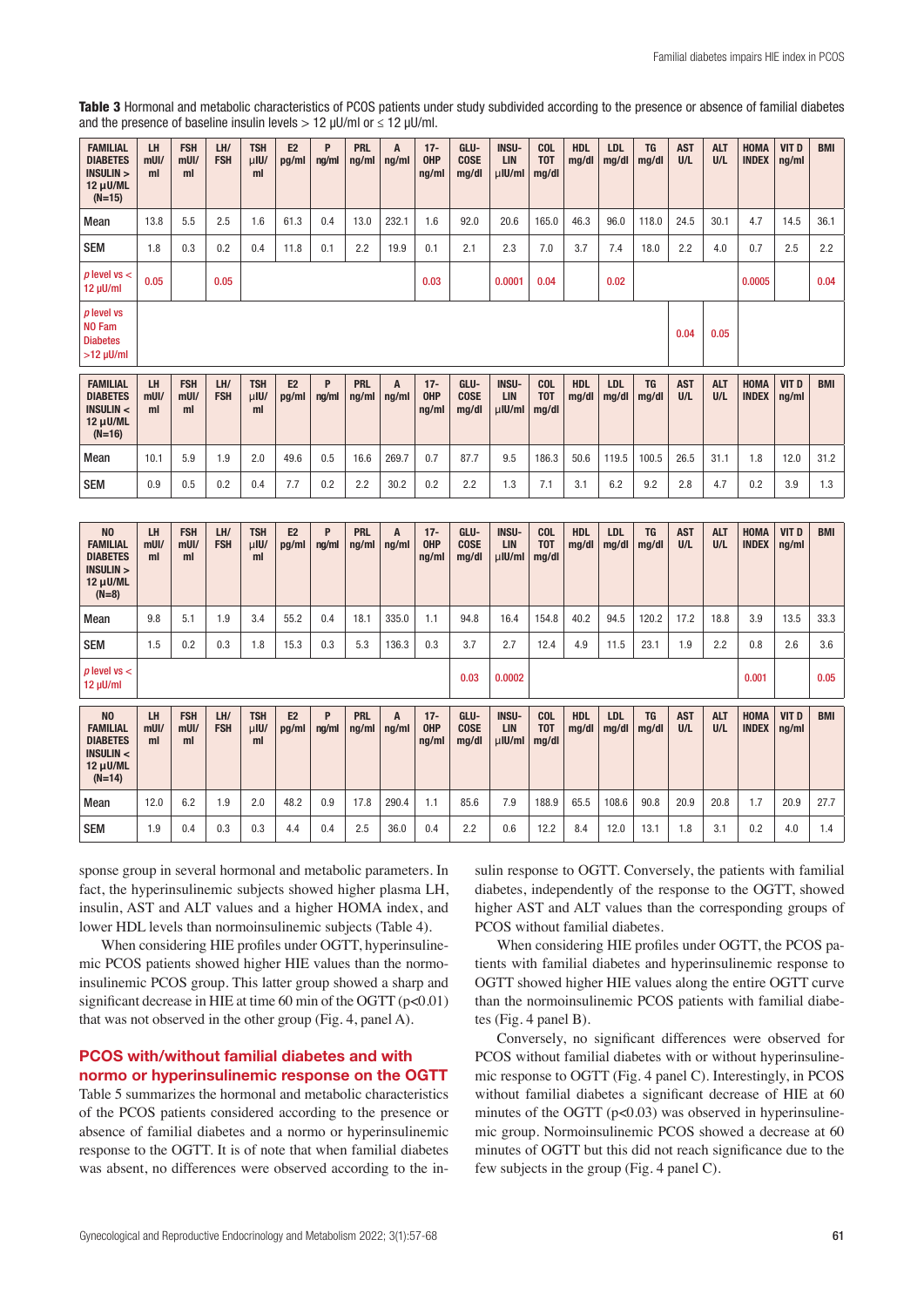**Table 3** Hormonal and metabolic characteristics of PCOS patients under study subdivided according to the presence or absence of familial diabetes and the presence of baseline insulin levels > 12 μU/ml or ≤ 12 μU/ml.

| FAMILIAL DIABETES INSULIN > 12 μU/ML (N=15) | LH mUI/ml | FSH mUI/ml | LH/FSH | TSH μIU/ml | E2 pg/ml | P ng/ml | PRL ng/ml | A ng/ml | 17-OHP ng/ml | GLUCOSE mg/dl | INSULIN μIU/ml | COL TOT mg/dl | HDL mg/dl | LDL mg/dl | TG mg/dl | AST U/L | ALT U/L | HOMA INDEX | VIT D ng/ml | BMI |
|---|---|---|---|---|---|---|---|---|---|---|---|---|---|---|---|---|---|---|---|---|
| Mean | 13.8 | 5.5 | 2.5 | 1.6 | 61.3 | 0.4 | 13.0 | 232.1 | 1.6 | 92.0 | 20.6 | 165.0 | 46.3 | 96.0 | 118.0 | 24.5 | 30.1 | 4.7 | 14.5 | 36.1 |
| SEM | 1.8 | 0.3 | 0.2 | 0.4 | 11.8 | 0.1 | 2.2 | 19.9 | 0.1 | 2.1 | 2.3 | 7.0 | 3.7 | 7.4 | 18.0 | 2.2 | 4.0 | 0.7 | 2.5 | 2.2 |
| *p* level vs < 12 μU/ml | 0.05 | | 0.05 | | | | | | 0.03 | | 0.0001 | 0.04 | | 0.02 | | | | 0.0005 | | 0.04 |
| *p* level vs NO Fam Diabetes >12 μU/ml | | | | | | | | | | | | | | | | 0.04 | 0.05 | | | |
| **FAMILIAL DIABETES INSULIN < 12 μU/ML (N=16)** | **LH mUI/ml** | **FSH mUI/ml** | **LH/FSH** | **TSH μIU/ml** | **E2 pg/ml** | **P ng/ml** | **PRL ng/ml** | **A ng/ml** | **17-OHP ng/ml** | **GLUCOSE mg/dl** | **INSULIN μIU/ml** | **COL TOT mg/dl** | **HDL mg/dl** | **LDL mg/dl** | **TG mg/dl** | **AST U/L** | **ALT U/L** | **HOMA INDEX** | **VIT D ng/ml** | **BMI** |
| Mean | 10.1 | 5.9 | 1.9 | 2.0 | 49.6 | 0.5 | 16.6 | 269.7 | 0.7 | 87.7 | 9.5 | 186.3 | 50.6 | 119.5 | 100.5 | 26.5 | 31.1 | 1.8 | 12.0 | 31.2 |
| SEM | 0.9 | 0.5 | 0.2 | 0.4 | 7.7 | 0.2 | 2.2 | 30.2 | 0.2 | 2.2 | 1.3 | 7.1 | 3.1 | 6.2 | 9.2 | 2.8 | 4.7 | 0.2 | 3.9 | 1.3 |

| NO FAMILIAL DIABETES INSULIN > 12 μU/ML (N=8) | LH mUI/ml | FSH mUI/ml | LH/FSH | TSH μIU/ml | E2 pg/ml | P ng/ml | PRL ng/ml | A ng/ml | 17-OHP ng/ml | GLUCOSE mg/dl | INSULIN μIU/ml | COL TOT mg/dl | HDL mg/dl | LDL mg/dl | TG mg/dl | AST U/L | ALT U/L | HOMA INDEX | VIT D ng/ml | BMI |
|---|---|---|---|---|---|---|---|---|---|---|---|---|---|---|---|---|---|---|---|---|
| Mean | 9.8 | 5.1 | 1.9 | 3.4 | 55.2 | 0.4 | 18.1 | 335.0 | 1.1 | 94.8 | 16.4 | 154.8 | 40.2 | 94.5 | 120.2 | 17.2 | 18.8 | 3.9 | 13.5 | 33.3 |
| SEM | 1.5 | 0.2 | 0.3 | 1.8 | 15.3 | 0.3 | 5.3 | 136.3 | 0.3 | 3.7 | 2.7 | 12.4 | 4.9 | 11.5 | 23.1 | 1.9 | 2.2 | 0.8 | 2.6 | 3.6 |
| *p* level vs < 12 μU/ml | | | | | | | | | | 0.03 | 0.0002 | | | | | | | 0.001 | | 0.05 |
| **NO FAMILIAL DIABETES INSULIN < 12 μU/ML (N=14)** | **LH mUI/ml** | **FSH mUI/ml** | **LH/FSH** | **TSH μIU/ml** | **E2 pg/ml** | **P ng/ml** | **PRL ng/ml** | **A ng/ml** | **17-OHP ng/ml** | **GLUCOSE mg/dl** | **INSULIN μIU/ml** | **COL TOT mg/dl** | **HDL mg/dl** | **LDL mg/dl** | **TG mg/dl** | **AST U/L** | **ALT U/L** | **HOMA INDEX** | **VIT D ng/ml** | **BMI** |
| Mean | 12.0 | 6.2 | 1.9 | 2.0 | 48.2 | 0.9 | 17.8 | 290.4 | 1.1 | 85.6 | 7.9 | 188.9 | 65.5 | 108.6 | 90.8 | 20.9 | 20.8 | 1.7 | 20.9 | 27.7 |
| SEM | 1.9 | 0.4 | 0.3 | 0.3 | 4.4 | 0.4 | 2.5 | 36.0 | 0.4 | 2.2 | 0.6 | 12.2 | 8.4 | 12.0 | 13.1 | 1.8 | 3.1 | 0.2 | 4.0 | 1.4 |

sponse group in several hormonal and metabolic parameters. In fact, the hyperinsulinemic subjects showed higher plasma LH, insulin, AST and ALT values and a higher HOMA index, and lower HDL levels than normoinsulinemic subjects (Table 4).

When considering HIE profiles under OGTT, hyperinsulinemic PCOS patients showed higher HIE values than the normoinsulinemic PCOS group. This latter group showed a sharp and significant decrease in HIE at time 60 min of the OGTT ($p<0.01$) that was not observed in the other group (Fig. 4, panel A).

## PCOS with/without familial diabetes and with normo or hyperinsulinemic response on the OGTT

Table 5 summarizes the hormonal and metabolic characteristics of the PCOS patients considered according to the presence or absence of familial diabetes and a normo or hyperinsulinemic response to the OGTT. It is of note that when familial diabetes was absent, no differences were observed according to the insulin response to OGTT. Conversely, the patients with familial diabetes, independently of the response to the OGTT, showed higher AST and ALT values than the corresponding groups of PCOS without familial diabetes.

When considering HIE profiles under OGTT, the PCOS patients with familial diabetes and hyperinsulinemic response to OGTT showed higher HIE values along the entire OGTT curve than the normoinsulinemic PCOS patients with familial diabetes (Fig. 4 panel B).

Conversely, no significant differences were observed for PCOS without familial diabetes with or without hyperinsulinemic response to OGTT (Fig. 4 panel C). Interestingly, in PCOS without familial diabetes a significant decrease of HIE at 60 minutes of the OGTT ($p<0.03$) was observed in hyperinsulinemic group. Normoinsulinemic PCOS showed a decrease at 60 minutes of OGTT but this did not reach significance due to the few subjects in the group (Fig. 4 panel C).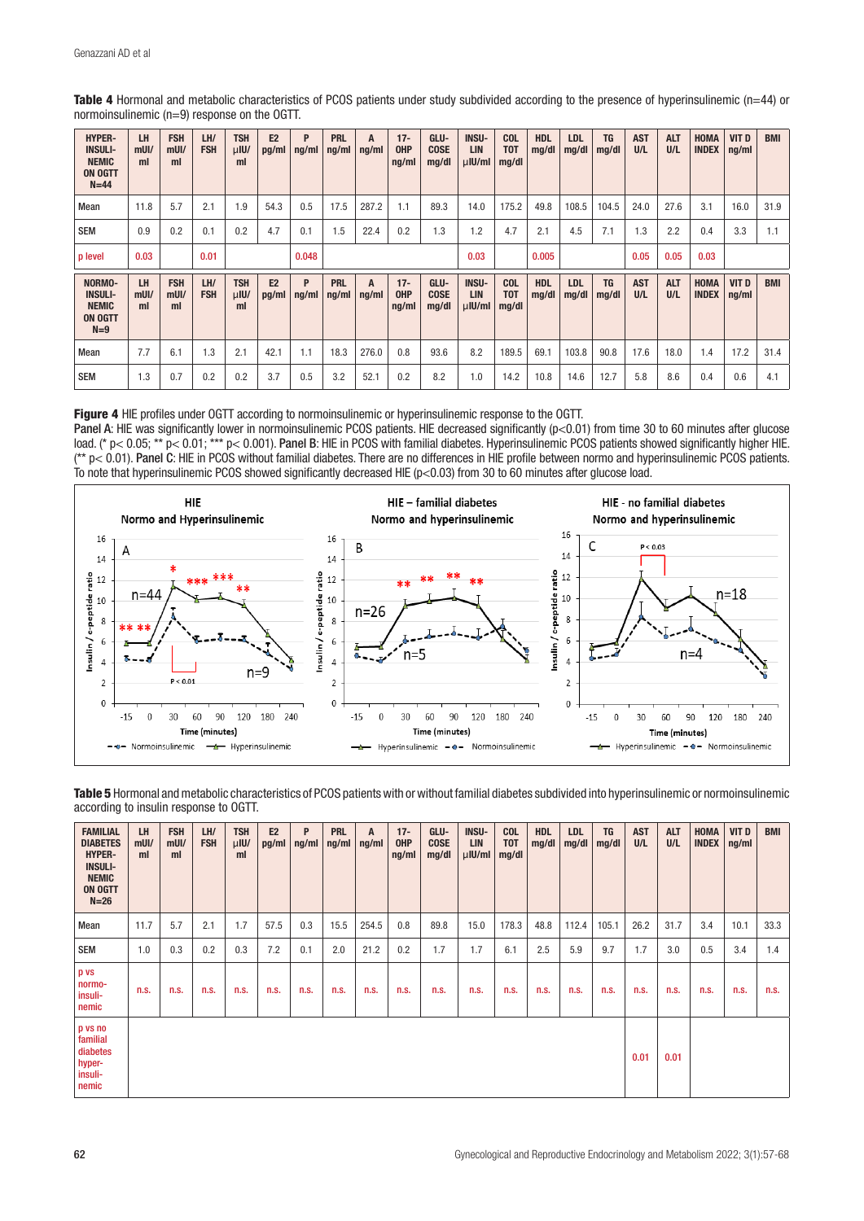**Table 4** Hormonal and metabolic characteristics of PCOS patients under study subdivided according to the presence of hyperinsulinemic (n=44) or normoinsulinemic (n=9) response on the OGTT.

| HYPER-INSULINEMIC ON OGTT N=44 | LH mUI/ml | FSH mUI/ml | LH/FSH | TSH µIU/ml | E2 pg/ml | P ng/ml | PRL ng/ml | A ng/ml | 17-OHP ng/ml | GLUCOSE mg/dl | INSULIN µIU/ml | COL TOT mg/dl | HDL mg/dl | LDL mg/dl | TG mg/dl | AST U/L | ALT U/L | HOMA INDEX | VIT D ng/ml | BMI |
|---|---|---|---|---|---|---|---|---|---|---|---|---|---|---|---|---|---|---|---|---|
| Mean | 11.8 | 5.7 | 2.1 | 1.9 | 54.3 | 0.5 | 17.5 | 287.2 | 1.1 | 89.3 | 14.0 | 175.2 | 49.8 | 108.5 | 104.5 | 24.0 | 27.6 | 3.1 | 16.0 | 31.9 |
| SEM | 0.9 | 0.2 | 0.1 | 0.2 | 4.7 | 0.1 | 1.5 | 22.4 | 0.2 | 1.3 | 1.2 | 4.7 | 2.1 | 4.5 | 7.1 | 1.3 | 2.2 | 0.4 | 3.3 | 1.1 |
| p level | 0.03 | | 0.01 | | | 0.048 | | | | | 0.03 | | 0.005 | | | 0.05 | 0.05 | 0.03 | | |
| **NORMO-INSULINEMIC ON OGTT N=9** | **LH mUI/ml** | **FSH mUI/ml** | **LH/FSH** | **TSH µIU/ml** | **E2 pg/ml** | **P ng/ml** | **PRL ng/ml** | **A ng/ml** | **17-OHP ng/ml** | **GLUCOSE mg/dl** | **INSULIN µIU/ml** | **COL TOT mg/dl** | **HDL mg/dl** | **LDL mg/dl** | **TG mg/dl** | **AST U/L** | **ALT U/L** | **HOMA INDEX** | **VIT D ng/ml** | **BMI** |
| Mean | 7.7 | 6.1 | 1.3 | 2.1 | 42.1 | 1.1 | 18.3 | 276.0 | 0.8 | 93.6 | 8.2 | 189.5 | 69.1 | 103.8 | 90.8 | 17.6 | 18.0 | 1.4 | 17.2 | 31.4 |
| SEM | 1.3 | 0.7 | 0.2 | 0.2 | 3.7 | 0.5 | 3.2 | 52.1 | 0.2 | 8.2 | 1.0 | 14.2 | 10.8 | 14.6 | 12.7 | 5.8 | 8.6 | 0.4 | 0.6 | 4.1 |

**Figure 4** HIE profiles under OGTT according to normoinsulinemic or hyperinsulinemic response to the OGTT.
**Panel A:** HIE was significantly lower in normoinsulinemic PCOS patients. HIE decreased significantly (p<0.01) from time 30 to 60 minutes after glucose load. (* p< 0.05; ** p< 0.01; *** p< 0.001). **Panel B:** HIE in PCOS with familial diabetes. Hyperinsulinemic PCOS patients showed significantly higher HIE. (** p< 0.01). **Panel C:** HIE in PCOS without familial diabetes. There are no differences in HIE profile between normo and hyperinsulinemic PCOS patients. To note that hyperinsulinemic PCOS showed significantly decreased HIE (p<0.03) from 30 to 60 minutes after glucose load.

**Table 5** Hormonal and metabolic characteristics of PCOS patients with or without familial diabetes subdivided into hyperinsulinemic or normoinsulinemic according to insulin response to OGTT.

| FAMILIAL DIABETES HYPER-INSULINEMIC ON OGTT N=26 | LH mUI/ml | FSH mUI/ml | LH/FSH | TSH µIU/ml | E2 pg/ml | P ng/ml | PRL ng/ml | A ng/ml | 17-OHP ng/ml | GLUCOSE mg/dl | INSULIN µIU/ml | COL TOT mg/dl | HDL mg/dl | LDL mg/dl | TG mg/dl | AST U/L | ALT U/L | HOMA INDEX | VIT D ng/ml | BMI |
|---|---|---|---|---|---|---|---|---|---|---|---|---|---|---|---|---|---|---|---|---|
| Mean | 11.7 | 5.7 | 2.1 | 1.7 | 57.5 | 0.3 | 15.5 | 254.5 | 0.8 | 89.8 | 15.0 | 178.3 | 48.8 | 112.4 | 105.1 | 26.2 | 31.7 | 3.4 | 10.1 | 33.3 |
| SEM | 1.0 | 0.3 | 0.2 | 0.3 | 7.2 | 0.1 | 2.0 | 21.2 | 0.2 | 1.7 | 1.7 | 6.1 | 2.5 | 5.9 | 9.7 | 1.7 | 3.0 | 0.5 | 3.4 | 1.4 |
| p vs normo-insulinemic | n.s. | n.s. | n.s. | n.s. | n.s. | n.s. | n.s. | n.s. | n.s. | n.s. | n.s. | n.s. | n.s. | n.s. | n.s. | n.s. | n.s. | n.s. | n.s. | n.s. |
| p vs no familial diabetes hyper-insulinemic | | | | | | | | | | | | | | | | 0.01 | 0.01 | | | |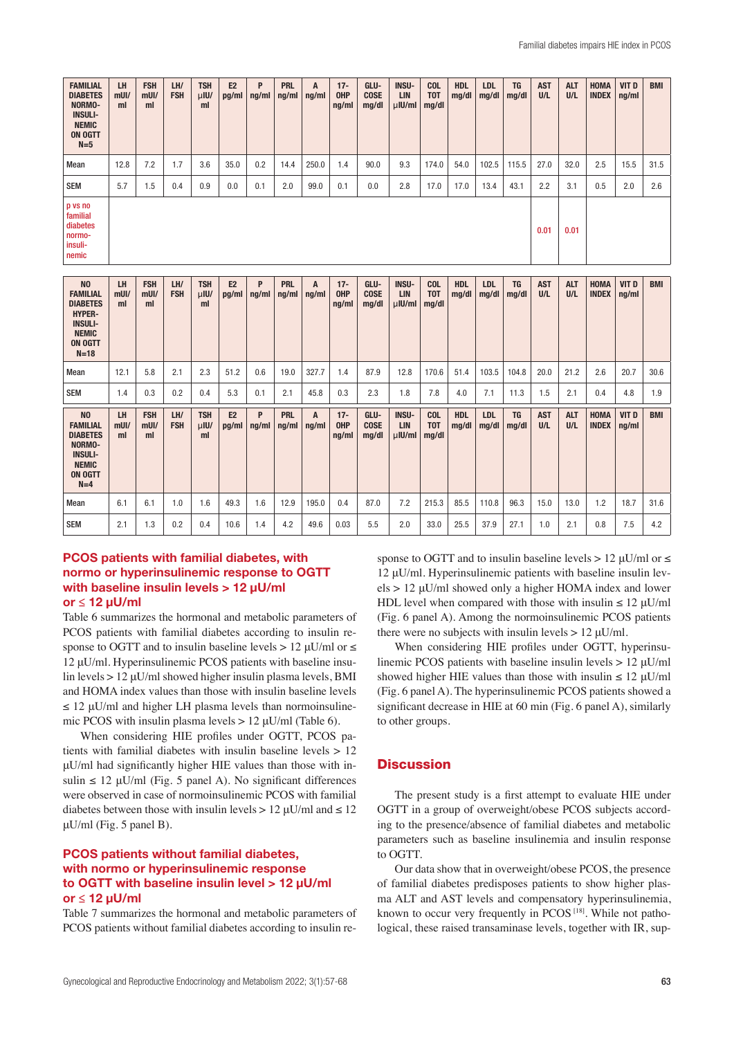| FAMILIAL DIABETES NORMO-INSULINEMIC ON OGTT N=5 | LH mUI/ml | FSH mUI/ml | LH/FSH | TSH μIU/ml | E2 pg/ml | P ng/ml | PRL ng/ml | A ng/ml | 17-OHP ng/ml | GLUCOSE mg/dl | INSULIN μIU/ml | COL TOT mg/dl | HDL mg/dl | LDL mg/dl | TG mg/dl | AST U/L | ALT U/L | HOMA INDEX | VIT D ng/ml | BMI |
|---|---|---|---|---|---|---|---|---|---|---|---|---|---|---|---|---|---|---|---|---|
| Mean | 12.8 | 7.2 | 1.7 | 3.6 | 35.0 | 0.2 | 14.4 | 250.0 | 1.4 | 90.0 | 9.3 | 174.0 | 54.0 | 102.5 | 115.5 | 27.0 | 32.0 | 2.5 | 15.5 | 31.5 |
| SEM | 5.7 | 1.5 | 0.4 | 0.9 | 0.0 | 0.1 | 2.0 | 99.0 | 0.1 | 0.0 | 2.8 | 17.0 | 17.0 | 13.4 | 43.1 | 2.2 | 3.1 | 0.5 | 2.0 | 2.6 |
| p vs no familial diabetes normo-insulinemic | | | | | | | | | | | | | | | | 0.01 | 0.01 | | | |

| NO FAMILIAL DIABETES HYPER-INSULINEMIC ON OGTT N=18 | LH mUI/ml | FSH mUI/ml | LH/FSH | TSH μIU/ml | E2 pg/ml | P ng/ml | PRL ng/ml | A ng/ml | 17-OHP ng/ml | GLUCOSE mg/dl | INSULIN μIU/ml | COL TOT mg/dl | HDL mg/dl | LDL mg/dl | TG mg/dl | AST U/L | ALT U/L | HOMA INDEX | VIT D ng/ml | BMI |
|---|---|---|---|---|---|---|---|---|---|---|---|---|---|---|---|---|---|---|---|---|
| Mean | 12.1 | 5.8 | 2.1 | 2.3 | 51.2 | 0.6 | 19.0 | 327.7 | 1.4 | 87.9 | 12.8 | 170.6 | 51.4 | 103.5 | 104.8 | 20.0 | 21.2 | 2.6 | 20.7 | 30.6 |
| SEM | 1.4 | 0.3 | 0.2 | 0.4 | 5.3 | 0.1 | 2.1 | 45.8 | 0.3 | 2.3 | 1.8 | 7.8 | 4.0 | 7.1 | 11.3 | 1.5 | 2.1 | 0.4 | 4.8 | 1.9 |

| NO FAMILIAL DIABETES NORMO-INSULINEMIC ON OGTT N=4 | LH mUI/ml | FSH mUI/ml | LH/FSH | TSH μIU/ml | E2 pg/ml | P ng/ml | PRL ng/ml | A ng/ml | 17-OHP ng/ml | GLUCOSE mg/dl | INSULIN μIU/ml | COL TOT mg/dl | HDL mg/dl | LDL mg/dl | TG mg/dl | AST U/L | ALT U/L | HOMA INDEX | VIT D ng/ml | BMI |
|---|---|---|---|---|---|---|---|---|---|---|---|---|---|---|---|---|---|---|---|---|
| Mean | 6.1 | 6.1 | 1.0 | 1.6 | 49.3 | 1.6 | 12.9 | 195.0 | 0.4 | 87.0 | 7.2 | 215.3 | 85.5 | 110.8 | 96.3 | 15.0 | 13.0 | 1.2 | 18.7 | 31.6 |
| SEM | 2.1 | 1.3 | 0.2 | 0.4 | 10.6 | 1.4 | 4.2 | 49.6 | 0.03 | 5.5 | 2.0 | 33.0 | 25.5 | 37.9 | 27.1 | 1.0 | 2.1 | 0.8 | 7.5 | 4.2 |

### PCOS patients with familial diabetes, with normo or hyperinsulinemic response to OGTT with baseline insulin levels > 12 μU/ml or ≤ 12 μU/ml

Table 6 summarizes the hormonal and metabolic parameters of PCOS patients with familial diabetes according to insulin response to OGTT and to insulin baseline levels > 12 μU/ml or ≤ 12 μU/ml. Hyperinsulinemic PCOS patients with baseline insulin levels > 12 μU/ml showed higher insulin plasma levels, BMI and HOMA index values than those with insulin baseline levels ≤ 12 μU/ml and higher LH plasma levels than normoinsulinemic PCOS with insulin plasma levels > 12 μU/ml (Table 6).

When considering HIE profiles under OGTT, PCOS patients with familial diabetes with insulin baseline levels > 12 μU/ml had significantly higher HIE values than those with insulin ≤ 12 μU/ml (Fig. 5 panel A). No significant differences were observed in case of normoinsulinemic PCOS with familial diabetes between those with insulin levels > 12 μU/ml and ≤ 12 μU/ml (Fig. 5 panel B).

### PCOS patients without familial diabetes, with normo or hyperinsulinemic response to OGTT with baseline insulin level > 12 μU/ml or ≤ 12 μU/ml

Table 7 summarizes the hormonal and metabolic parameters of PCOS patients without familial diabetes according to insulin response to OGTT and to insulin baseline levels > 12 μU/ml or ≤ 12 μU/ml. Hyperinsulinemic patients with baseline insulin levels > 12 μU/ml showed only a higher HOMA index and lower HDL level when compared with those with insulin ≤ 12 μU/ml (Fig. 6 panel A). Among the normoinsulinemic PCOS patients there were no subjects with insulin levels > 12 μU/ml.

When considering HIE profiles under OGTT, hyperinsulinemic PCOS patients with baseline insulin levels > 12 μU/ml showed higher HIE values than those with insulin ≤ 12 μU/ml (Fig. 6 panel A). The hyperinsulinemic PCOS patients showed a significant decrease in HIE at 60 min (Fig. 6 panel A), similarly to other groups.

## Discussion

The present study is a first attempt to evaluate HIE under OGTT in a group of overweight/obese PCOS subjects according to the presence/absence of familial diabetes and metabolic parameters such as baseline insulinemia and insulin response to OGTT.

Our data show that in overweight/obese PCOS, the presence of familial diabetes predisposes patients to show higher plasma ALT and AST levels and compensatory hyperinsulinemia, known to occur very frequently in PCOS [18]. While not pathological, these raised transaminase levels, together with IR, sup-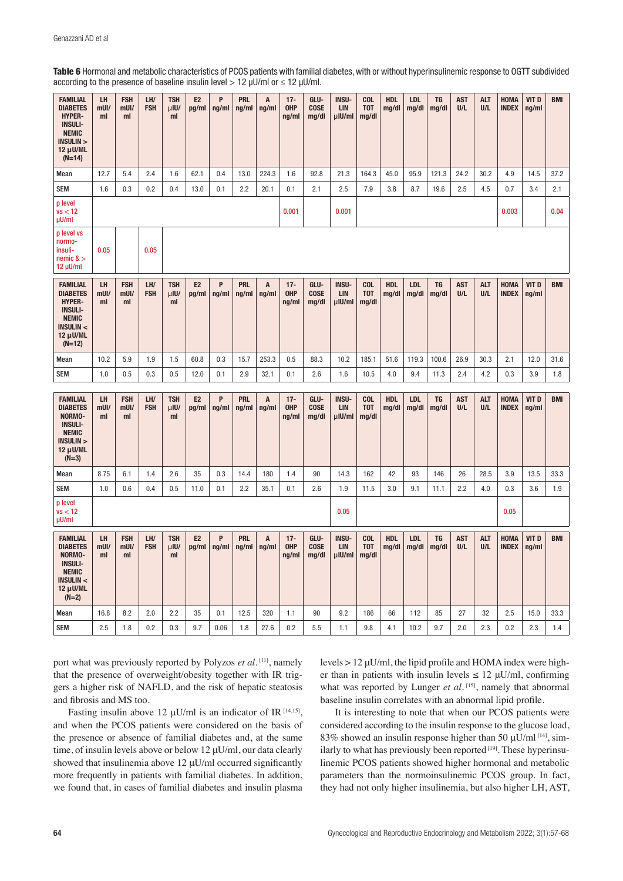**Table 6** Hormonal and metabolic characteristics of PCOS patients with familial diabetes, with or without hyperinsulinemic response to OGTT subdivided according to the presence of baseline insulin level > 12 µU/ml or ≤ 12 µU/ml.

| FAMILIAL DIABETES HYPER-INSULI-NEMIC INSULIN > 12 µU/ML (N=14) | LH mUI/ml | FSH mUI/ml | LH/FSH | TSH µIU/ml | E2 pg/ml | P ng/ml | PRL ng/ml | A ng/ml | 17-OHP ng/ml | GLU-COSE mg/dl | INSU-LIN µIU/ml | COL TOT mg/dl | HDL mg/dl | LDL mg/dl | TG mg/dl | AST U/L | ALT U/L | HOMA INDEX | VIT D ng/ml | BMI |
|---|---|---|---|---|---|---|---|---|---|---|---|---|---|---|---|---|---|---|---|---|
| Mean | 12.7 | 5.4 | 2.4 | 1.6 | 62.1 | 0.4 | 13.0 | 224.3 | 1.6 | 92.8 | 21.3 | 164.3 | 45.0 | 95.9 | 121.3 | 24.2 | 30.2 | 4.9 | 14.5 | 37.2 |
| SEM | 1.6 | 0.3 | 0.2 | 0.4 | 13.0 | 0.1 | 2.2 | 20.1 | 0.1 | 2.1 | 2.5 | 7.9 | 3.8 | 8.7 | 19.6 | 2.5 | 4.5 | 0.7 | 3.4 | 2.1 |
| p level vs < 12 µU/ml | | | | | | | | | 0.001 | | 0.001 | | | | | | | 0.003 | | 0.04 |
| p level vs normo-insuli-nemic & > 12 µU/ml | 0.05 | | 0.05 | | | | | | | | | | | | | | | | | |

| FAMILIAL DIABETES HYPER-INSULI-NEMIC INSULIN < 12 µU/ML (N=12) | LH mUI/ml | FSH mUI/ml | LH/FSH | TSH µIU/ml | E2 pg/ml | P ng/ml | PRL ng/ml | A ng/ml | 17-OHP ng/ml | GLU-COSE mg/dl | INSU-LIN µIU/ml | COL TOT mg/dl | HDL mg/dl | LDL mg/dl | TG mg/dl | AST U/L | ALT U/L | HOMA INDEX | VIT D ng/ml | BMI |
|---|---|---|---|---|---|---|---|---|---|---|---|---|---|---|---|---|---|---|---|---|
| Mean | 10.2 | 5.9 | 1.9 | 1.5 | 60.8 | 0.3 | 15.7 | 253.3 | 0.5 | 88.3 | 10.2 | 185.1 | 51.6 | 119.3 | 100.6 | 26.9 | 30.3 | 2.1 | 12.0 | 31.6 |
| SEM | 1.0 | 0.5 | 0.3 | 0.5 | 12.0 | 0.1 | 2.9 | 32.1 | 0.1 | 2.6 | 1.6 | 10.5 | 4.0 | 9.4 | 11.3 | 2.4 | 4.2 | 0.3 | 3.9 | 1.8 |

| FAMILIAL DIABETES NORMO-INSULI-NEMIC INSULIN > 12 µU/ML (N=3) | LH mUI/ml | FSH mUI/ml | LH/FSH | TSH µIU/ml | E2 pg/ml | P ng/ml | PRL ng/ml | A ng/ml | 17-OHP ng/ml | GLU-COSE mg/dl | INSU-LIN µIU/ml | COL TOT mg/dl | HDL mg/dl | LDL mg/dl | TG mg/dl | AST U/L | ALT U/L | HOMA INDEX | VIT D ng/ml | BMI |
|---|---|---|---|---|---|---|---|---|---|---|---|---|---|---|---|---|---|---|---|---|
| Mean | 8.75 | 6.1 | 1.4 | 2.6 | 35 | 0.3 | 14.4 | 180 | 1.4 | 90 | 14.3 | 162 | 42 | 93 | 146 | 26 | 28.5 | 3.9 | 13.5 | 33.3 |
| SEM | 1.0 | 0.6 | 0.4 | 0.5 | 11.0 | 0.1 | 2.2 | 35.1 | 0.1 | 2.6 | 1.9 | 11.5 | 3.0 | 9.1 | 11.1 | 2.2 | 4.0 | 0.3 | 3.6 | 1.9 |
| p level vs < 12 µU/ml | | | | | | | | | | | 0.05 | | | | | | | 0.05 | | |

| FAMILIAL DIABETES NORMO-INSULI-NEMIC INSULIN < 12 µU/ML (N=2) | LH mUI/ml | FSH mUI/ml | LH/FSH | TSH µIU/ml | E2 pg/ml | P ng/ml | PRL ng/ml | A ng/ml | 17-OHP ng/ml | GLU-COSE mg/dl | INSU-LIN µIU/ml | COL TOT mg/dl | HDL mg/dl | LDL mg/dl | TG mg/dl | AST U/L | ALT U/L | HOMA INDEX | VIT D ng/ml | BMI |
|---|---|---|---|---|---|---|---|---|---|---|---|---|---|---|---|---|---|---|---|---|
| Mean | 16.8 | 8.2 | 2.0 | 2.2 | 35 | 0.1 | 12.5 | 320 | 1.1 | 90 | 9.2 | 186 | 66 | 112 | 85 | 27 | 32 | 2.5 | 15.0 | 33.3 |
| SEM | 2.5 | 1.8 | 0.2 | 0.3 | 9.7 | 0.06 | 1.8 | 27.6 | 0.2 | 5.5 | 1.1 | 9.8 | 4.1 | 10.2 | 9.7 | 2.0 | 2.3 | 0.2 | 2.3 | 1.4 |

port what was previously reported by Polyzos *et al.* [11], namely that the presence of overweight/obesity together with IR triggers a higher risk of NAFLD, and the risk of hepatic steatosis and fibrosis and MS too.

Fasting insulin above 12 µU/ml is an indicator of IR [14,15], and when the PCOS patients were considered on the basis of the presence or absence of familial diabetes and, at the same time, of insulin levels above or below 12 µU/ml, our data clearly showed that insulinemia above 12 µU/ml occurred significantly more frequently in patients with familial diabetes. In addition, we found that, in cases of familial diabetes and insulin plasma levels > 12 µU/ml, the lipid profile and HOMA index were higher than in patients with insulin levels ≤ 12 µU/ml, confirming what was reported by Lunger *et al.* [15], namely that abnormal baseline insulin correlates with an abnormal lipid profile.

It is interesting to note that when our PCOS patients were considered according to the insulin response to the glucose load, 83% showed an insulin response higher than 50 µU/ml [14], similarly to what has previously been reported [19]. These hyperinsulinemic PCOS patients showed higher hormonal and metabolic parameters than the normoinsulinemic PCOS group. In fact, they had not only higher insulinemia, but also higher LH, AST,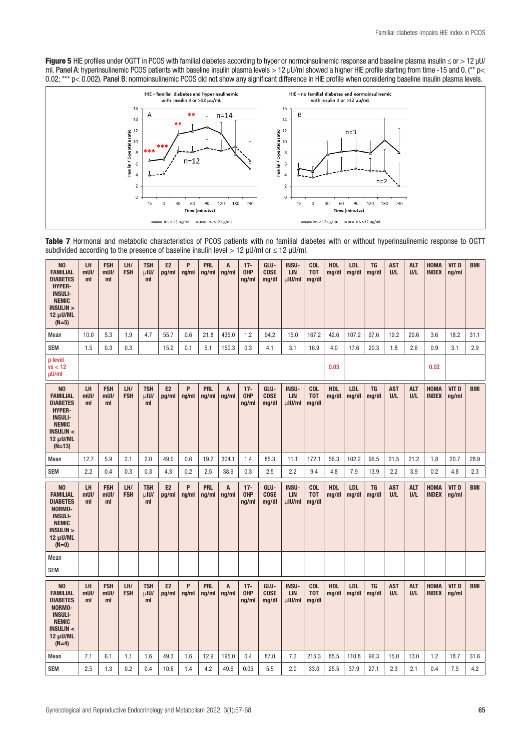**Figure 5** HIE profiles under OGTT in PCOS with familial diabetes according to hyper or normoinsulinemic response and baseline plasma insulin ≤ or > 12 μU/ml. **Panel A**: hyperinsulinemic PCOS patients with baseline insulin plasma levels > 12 μU/ml showed a higher HIE profile starting from time -15 and 0. (** p< 0.02; *** p< 0.002). **Panel B**: normoinsulinemic PCOS did not show any significant difference in HIE profile when considering baseline insulin plasma levels.

**Table 7** Hormonal and metabolic characteristics of PCOS patients with no familial diabetes with or without hyperinsulinemic response to OGTT subdivided according to the presence of baseline insulin level > 12 μU/ml or ≤ 12 μU/ml.

| NO FAMILIAL DIABETES HYPER-INSULINEMIC INSULIN > 12 μU/ML (N=5) | LH mUI/ml | FSH mUI/ml | LH/FSH | TSH μIU/ml | E2 pg/ml | P ng/ml | PRL ng/ml | A ng/ml | 17-OHP ng/ml | GLUCOSE mg/dl | INSULIN μIU/ml | COL TOT mg/dl | HDL mg/dl | LDL mg/dl | TG mg/dl | AST U/L | ALT U/L | HOMA INDEX | VIT D ng/ml | BMI |
|---|---|---|---|---|---|---|---|---|---|---|---|---|---|---|---|---|---|---|---|---|
| Mean | 10.0 | 5.3 | 1.9 | 4.7 | 55.7 | 0.6 | 21.8 | 435.0 | 1.2 | 94.2 | 15.0 | 167.2 | 42.6 | 107.2 | 97.6 | 19.2 | 20.6 | 3.6 | 18.2 | 31.1 |
| SEM | 1.5 | 0.3 | 0.3 | | 15.2 | 0.1 | 5.1 | 150.3 | 0.3 | 4.1 | 3.1 | 16.9 | 4.0 | 17.6 | 20.3 | 1.8 | 2.6 | 0.9 | 3.1 | 2.9 |
| p level vs < 12 μU/ml | | | | | | | | | | | | | 0.03 | | | | | 0.02 | | |

| NO FAMILIAL DIABETES HYPER-INSULINEMIC INSULIN < 12 μU/ML (N=13) | LH mUI/ml | FSH mUI/ml | LH/FSH | TSH μIU/ml | E2 pg/ml | P ng/ml | PRL ng/ml | A ng/ml | 17-OHP ng/ml | GLUCOSE mg/dl | INSULIN μIU/ml | COL TOT mg/dl | HDL mg/dl | LDL mg/dl | TG mg/dl | AST U/L | ALT U/L | HOMA INDEX | VIT D ng/ml | BMI |
|---|---|---|---|---|---|---|---|---|---|---|---|---|---|---|---|---|---|---|---|---|
| Mean | 12.7 | 5.9 | 2.1 | 2.0 | 49.0 | 0.6 | 19.2 | 304.1 | 1.4 | 85.3 | 11.1 | 172.1 | 56.3 | 102.2 | 96.5 | 21.5 | 21.2 | 1.8 | 20.7 | 28.9 |
| SEM | 2.2 | 0.4 | 0.3 | 0.3 | 4.3 | 0.2 | 2.5 | 38.9 | 0.3 | 2.5 | 2.2 | 9.4 | 4.8 | 7.9 | 13.9 | 2.2 | 3.9 | 0.2 | 4.8 | 2.3 |

| NO FAMILIAL DIABETES NORMO-INSULINEMIC INSULIN > 12 μU/ML (N=0) | LH mUI/ml | FSH mUI/ml | LH/FSH | TSH μIU/ml | E2 pg/ml | P ng/ml | PRL ng/ml | A ng/ml | 17-OHP ng/ml | GLUCOSE mg/dl | INSULIN μIU/ml | COL TOT mg/dl | HDL mg/dl | LDL mg/dl | TG mg/dl | AST U/L | ALT U/L | HOMA INDEX | VIT D ng/ml | BMI |
|---|---|---|---|---|---|---|---|---|---|---|---|---|---|---|---|---|---|---|---|---|
| Mean | -- | -- | -- | -- | -- | -- | -- | -- | -- | -- | -- | -- | -- | -- | -- | -- | -- | -- | -- | -- |
| SEM | | | | | | | | | | | | | | | | | | | | |

| NO FAMILIAL DIABETES NORMO-INSULINEMIC INSULIN < 12 μU/ML (N=4) | LH mUI/ml | FSH mUI/ml | LH/FSH | TSH μIU/ml | E2 pg/ml | P ng/ml | PRL ng/ml | A ng/ml | 17-OHP ng/ml | GLUCOSE mg/dl | INSULIN μIU/ml | COL TOT mg/dl | HDL mg/dl | LDL mg/dl | TG mg/dl | AST U/L | ALT U/L | HOMA INDEX | VIT D ng/ml | BMI |
|---|---|---|---|---|---|---|---|---|---|---|---|---|---|---|---|---|---|---|---|---|
| Mean | 7.1 | 6.1 | 1.1 | 1.6 | 49.3 | 1.6 | 12.9 | 195.0 | 0.4 | 87.0 | 7.2 | 215.3 | 85.5 | 110.8 | 96.3 | 15.0 | 13.0 | 1.2 | 18.7 | 31.6 |
| SEM | 2.5 | 1.3 | 0.2 | 0.4 | 10.6 | 1.4 | 4.2 | 49.6 | 0.05 | 5.5 | 2.0 | 33.0 | 25.5 | 37.9 | 27.1 | 2.3 | 2.1 | 0.4 | 7.5 | 4.2 |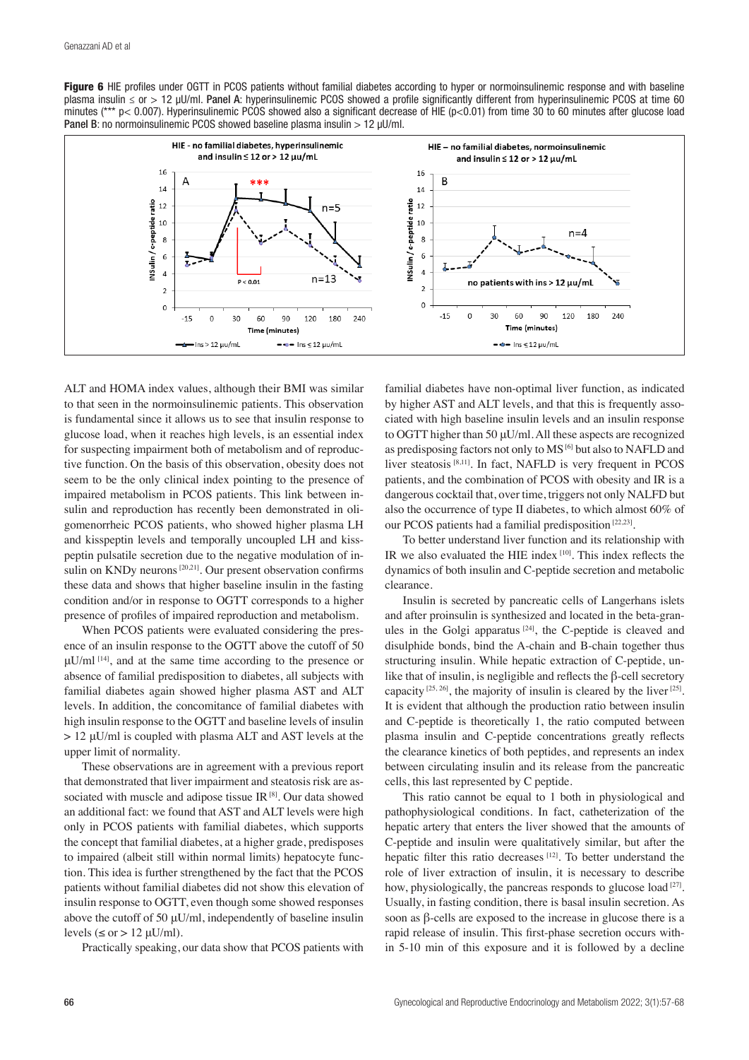**Figure 6** HIE profiles under OGTT in PCOS patients without familial diabetes according to hyper or normoinsulinemic response and with baseline plasma insulin ≤ or > 12 μU/ml. **Panel A**: hyperinsulinemic PCOS showed a profile significantly different from hyperinsulinemic PCOS at time 60 minutes (*** p< 0.007). Hyperinsulinemic PCOS showed also a significant decrease of HIE (p<0.01) from time 30 to 60 minutes after glucose load **Panel B**: no normoinsulinemic PCOS showed baseline plasma insulin > 12 μU/ml.

ALT and HOMA index values, although their BMI was similar to that seen in the normoinsulinemic patients. This observation is fundamental since it allows us to see that insulin response to glucose load, when it reaches high levels, is an essential index for suspecting impairment both of metabolism and of reproductive function. On the basis of this observation, obesity does not seem to be the only clinical index pointing to the presence of impaired metabolism in PCOS patients. This link between insulin and reproduction has recently been demonstrated in oligomenorrheic PCOS patients, who showed higher plasma LH and kisspeptin levels and temporally uncoupled LH and kisspeptin pulsatile secretion due to the negative modulation of insulin on KNDy neurons [20,21]. Our present observation confirms these data and shows that higher baseline insulin in the fasting condition and/or in response to OGTT corresponds to a higher presence of profiles of impaired reproduction and metabolism.

When PCOS patients were evaluated considering the presence of an insulin response to the OGTT above the cutoff of 50 μU/ml [14], and at the same time according to the presence or absence of familial predisposition to diabetes, all subjects with familial diabetes again showed higher plasma AST and ALT levels. In addition, the concomitance of familial diabetes with high insulin response to the OGTT and baseline levels of insulin > 12 μU/ml is coupled with plasma ALT and AST levels at the upper limit of normality.

These observations are in agreement with a previous report that demonstrated that liver impairment and steatosis risk are associated with muscle and adipose tissue IR [8]. Our data showed an additional fact: we found that AST and ALT levels were high only in PCOS patients with familial diabetes, which supports the concept that familial diabetes, at a higher grade, predisposes to impaired (albeit still within normal limits) hepatocyte function. This idea is further strengthened by the fact that the PCOS patients without familial diabetes did not show this elevation of insulin response to OGTT, even though some showed responses above the cutoff of 50 μU/ml, independently of baseline insulin levels (≤ or > 12 μU/ml).

Practically speaking, our data show that PCOS patients with familial diabetes have non-optimal liver function, as indicated by higher AST and ALT levels, and that this is frequently associated with high baseline insulin levels and an insulin response to OGTT higher than 50 μU/ml. All these aspects are recognized as predisposing factors not only to MS [6] but also to NAFLD and liver steatosis [8,11]. In fact, NAFLD is very frequent in PCOS patients, and the combination of PCOS with obesity and IR is a dangerous cocktail that, over time, triggers not only NALFD but also the occurrence of type II diabetes, to which almost 60% of our PCOS patients had a familial predisposition [22,23].

To better understand liver function and its relationship with IR we also evaluated the HIE index [10]. This index reflects the dynamics of both insulin and C-peptide secretion and metabolic clearance.

Insulin is secreted by pancreatic cells of Langerhans islets and after proinsulin is synthesized and located in the beta-granules in the Golgi apparatus [24], the C-peptide is cleaved and disulphide bonds, bind the A-chain and B-chain together thus structuring insulin. While hepatic extraction of C-peptide, unlike that of insulin, is negligible and reflects the β-cell secretory capacity [25, 26], the majority of insulin is cleared by the liver [25]. It is evident that although the production ratio between insulin and C-peptide is theoretically 1, the ratio computed between plasma insulin and C-peptide concentrations greatly reflects the clearance kinetics of both peptides, and represents an index between circulating insulin and its release from the pancreatic cells, this last represented by C peptide.

This ratio cannot be equal to 1 both in physiological and pathophysiological conditions. In fact, catheterization of the hepatic artery that enters the liver showed that the amounts of C-peptide and insulin were qualitatively similar, but after the hepatic filter this ratio decreases [12]. To better understand the role of liver extraction of insulin, it is necessary to describe how, physiologically, the pancreas responds to glucose load [27]. Usually, in fasting condition, there is basal insulin secretion. As soon as β-cells are exposed to the increase in glucose there is a rapid release of insulin. This first-phase secretion occurs within 5-10 min of this exposure and it is followed by a decline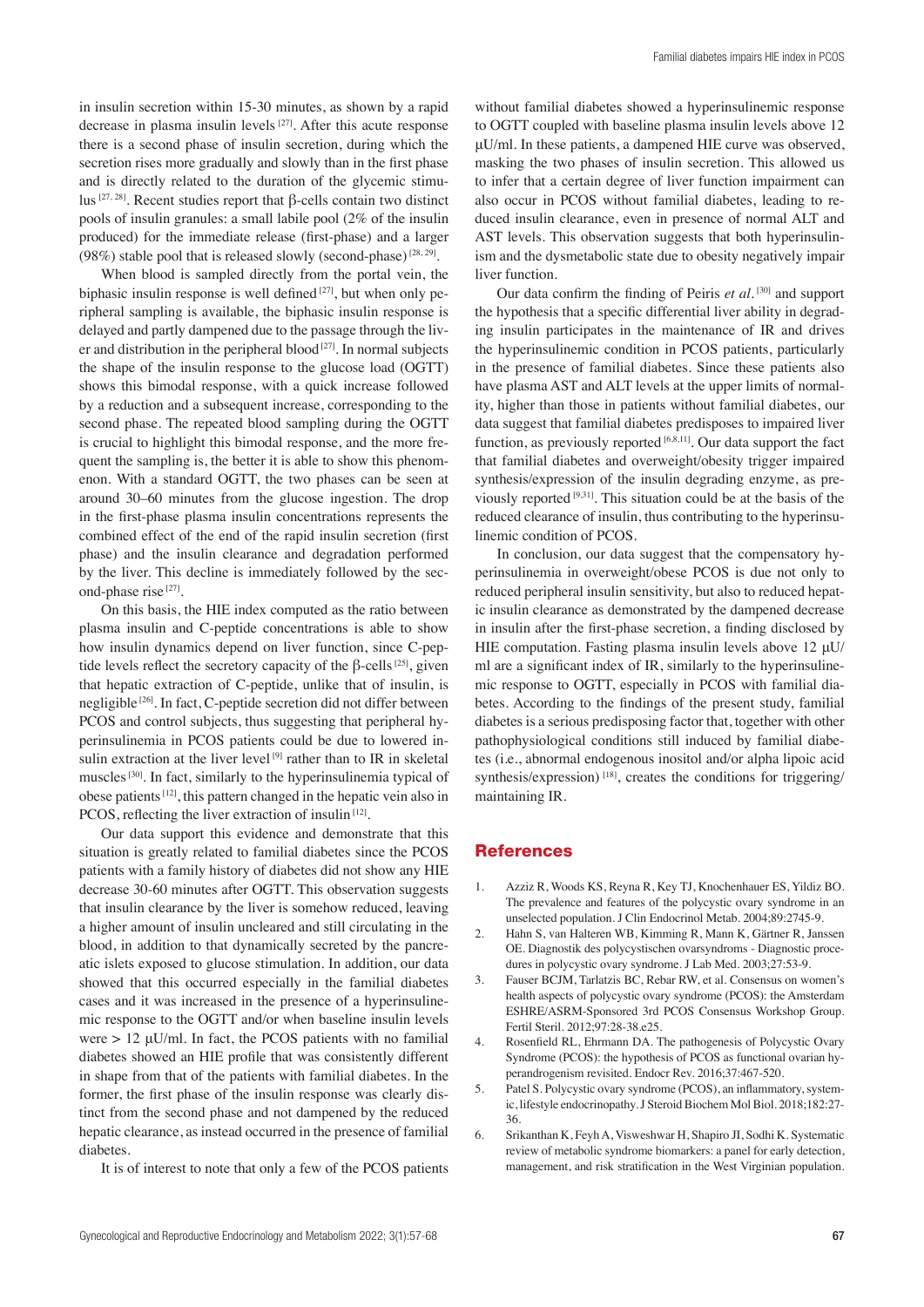in insulin secretion within 15-30 minutes, as shown by a rapid decrease in plasma insulin levels [27]. After this acute response there is a second phase of insulin secretion, during which the secretion rises more gradually and slowly than in the first phase and is directly related to the duration of the glycemic stimulus [27, 28]. Recent studies report that β-cells contain two distinct pools of insulin granules: a small labile pool (2% of the insulin produced) for the immediate release (first-phase) and a larger (98%) stable pool that is released slowly (second-phase) [28, 29].

When blood is sampled directly from the portal vein, the biphasic insulin response is well defined [27], but when only peripheral sampling is available, the biphasic insulin response is delayed and partly dampened due to the passage through the liver and distribution in the peripheral blood [27]. In normal subjects the shape of the insulin response to the glucose load (OGTT) shows this bimodal response, with a quick increase followed by a reduction and a subsequent increase, corresponding to the second phase. The repeated blood sampling during the OGTT is crucial to highlight this bimodal response, and the more frequent the sampling is, the better it is able to show this phenomenon. With a standard OGTT, the two phases can be seen at around 30–60 minutes from the glucose ingestion. The drop in the first-phase plasma insulin concentrations represents the combined effect of the end of the rapid insulin secretion (first phase) and the insulin clearance and degradation performed by the liver. This decline is immediately followed by the second-phase rise [27].

On this basis, the HIE index computed as the ratio between plasma insulin and C-peptide concentrations is able to show how insulin dynamics depend on liver function, since C-peptide levels reflect the secretory capacity of the β-cells [25], given that hepatic extraction of C-peptide, unlike that of insulin, is negligible [26]. In fact, C-peptide secretion did not differ between PCOS and control subjects, thus suggesting that peripheral hyperinsulinemia in PCOS patients could be due to lowered insulin extraction at the liver level [9] rather than to IR in skeletal muscles [30]. In fact, similarly to the hyperinsulinemia typical of obese patients [12], this pattern changed in the hepatic vein also in PCOS, reflecting the liver extraction of insulin [12].

Our data support this evidence and demonstrate that this situation is greatly related to familial diabetes since the PCOS patients with a family history of diabetes did not show any HIE decrease 30-60 minutes after OGTT. This observation suggests that insulin clearance by the liver is somehow reduced, leaving a higher amount of insulin uncleared and still circulating in the blood, in addition to that dynamically secreted by the pancreatic islets exposed to glucose stimulation. In addition, our data showed that this occurred especially in the familial diabetes cases and it was increased in the presence of a hyperinsulinemic response to the OGTT and/or when baseline insulin levels were > 12 μU/ml. In fact, the PCOS patients with no familial diabetes showed an HIE profile that was consistently different in shape from that of the patients with familial diabetes. In the former, the first phase of the insulin response was clearly distinct from the second phase and not dampened by the reduced hepatic clearance, as instead occurred in the presence of familial diabetes.

It is of interest to note that only a few of the PCOS patients without familial diabetes showed a hyperinsulinemic response to OGTT coupled with baseline plasma insulin levels above 12 μU/ml. In these patients, a dampened HIE curve was observed, masking the two phases of insulin secretion. This allowed us to infer that a certain degree of liver function impairment can also occur in PCOS without familial diabetes, leading to reduced insulin clearance, even in presence of normal ALT and AST levels. This observation suggests that both hyperinsulinism and the dysmetabolic state due to obesity negatively impair liver function.

Our data confirm the finding of Peiris *et al.* [30] and support the hypothesis that a specific differential liver ability in degrading insulin participates in the maintenance of IR and drives the hyperinsulinemic condition in PCOS patients, particularly in the presence of familial diabetes. Since these patients also have plasma AST and ALT levels at the upper limits of normality, higher than those in patients without familial diabetes, our data suggest that familial diabetes predisposes to impaired liver function, as previously reported [6,8,11]. Our data support the fact that familial diabetes and overweight/obesity trigger impaired synthesis/expression of the insulin degrading enzyme, as previously reported [9,31]. This situation could be at the basis of the reduced clearance of insulin, thus contributing to the hyperinsulinemic condition of PCOS.

In conclusion, our data suggest that the compensatory hyperinsulinemia in overweight/obese PCOS is due not only to reduced peripheral insulin sensitivity, but also to reduced hepatic insulin clearance as demonstrated by the dampened decrease in insulin after the first-phase secretion, a finding disclosed by HIE computation. Fasting plasma insulin levels above 12 μU/ml are a significant index of IR, similarly to the hyperinsulinemic response to OGTT, especially in PCOS with familial diabetes. According to the findings of the present study, familial diabetes is a serious predisposing factor that, together with other pathophysiological conditions still induced by familial diabetes (i.e., abnormal endogenous inositol and/or alpha lipoic acid synthesis/expression) [18], creates the conditions for triggering/maintaining IR.

## References

1. Azziz R, Woods KS, Reyna R, Key TJ, Knochenhauer ES, Yildiz BO. The prevalence and features of the polycystic ovary syndrome in an unselected population. J Clin Endocrinol Metab. 2004;89:2745-9.
2. Hahn S, van Halteren WB, Kimming R, Mann K, Gärtner R, Janssen OE. Diagnostik des polycystischen ovarsyndroms - Diagnostic procedures in polycystic ovary syndrome. J Lab Med. 2003;27:53-9.
3. Fauser BCJM, Tarlatzis BC, Rebar RW, et al. Consensus on women's health aspects of polycystic ovary syndrome (PCOS): the Amsterdam ESHRE/ASRM-Sponsored 3rd PCOS Consensus Workshop Group. Fertil Steril. 2012;97:28-38.e25.
4. Rosenfield RL, Ehrmann DA. The pathogenesis of Polycystic Ovary Syndrome (PCOS): the hypothesis of PCOS as functional ovarian hyperandrogenism revisited. Endocr Rev. 2016;37:467-520.
5. Patel S. Polycystic ovary syndrome (PCOS), an inflammatory, systemic, lifestyle endocrinopathy. J Steroid Biochem Mol Biol. 2018;182:27-36.
6. Srikanthan K, Feyh A, Visweshwar H, Shapiro JI, Sodhi K. Systematic review of metabolic syndrome biomarkers: a panel for early detection, management, and risk stratification in the West Virginian population.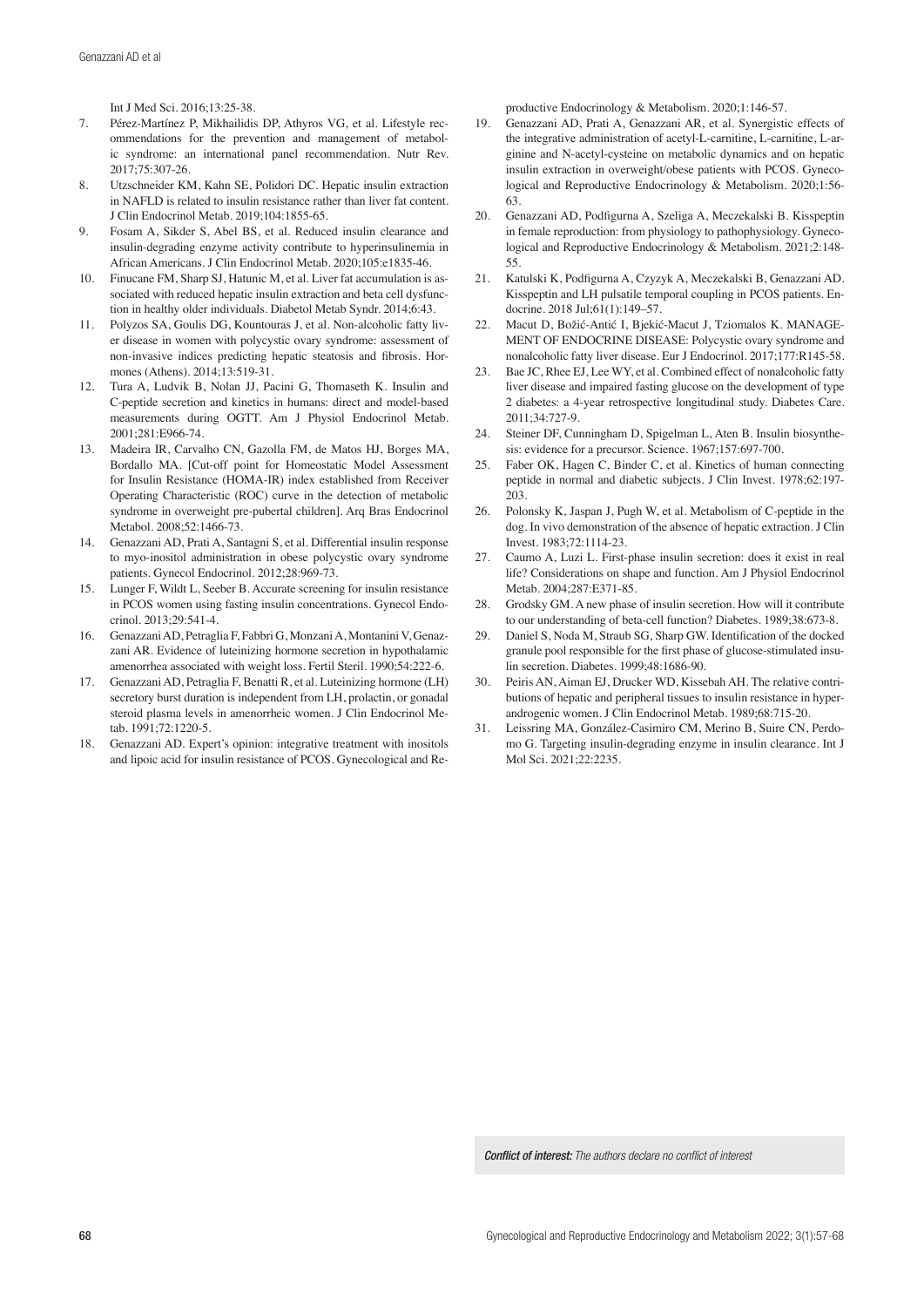Int J Med Sci. 2016;13:25-38.

7. Pérez-Martínez P, Mikhailidis DP, Athyros VG, et al. Lifestyle recommendations for the prevention and management of metabolic syndrome: an international panel recommendation. Nutr Rev. 2017;75:307-26.
8. Utzschneider KM, Kahn SE, Polidori DC. Hepatic insulin extraction in NAFLD is related to insulin resistance rather than liver fat content. J Clin Endocrinol Metab. 2019;104:1855-65.
9. Fosam A, Sikder S, Abel BS, et al. Reduced insulin clearance and insulin-degrading enzyme activity contribute to hyperinsulinemia in African Americans. J Clin Endocrinol Metab. 2020;105:e1835-46.
10. Finucane FM, Sharp SJ, Hatunic M, et al. Liver fat accumulation is associated with reduced hepatic insulin extraction and beta cell dysfunction in healthy older individuals. Diabetol Metab Syndr. 2014;6:43.
11. Polyzos SA, Goulis DG, Kountouras J, et al. Non-alcoholic fatty liver disease in women with polycystic ovary syndrome: assessment of non-invasive indices predicting hepatic steatosis and fibrosis. Hormones (Athens). 2014;13:519-31.
12. Tura A, Ludvik B, Nolan JJ, Pacini G, Thomaseth K. Insulin and C-peptide secretion and kinetics in humans: direct and model-based measurements during OGTT. Am J Physiol Endocrinol Metab. 2001;281:E966-74.
13. Madeira IR, Carvalho CN, Gazolla FM, de Matos HJ, Borges MA, Bordallo MA. [Cut-off point for Homeostatic Model Assessment for Insulin Resistance (HOMA-IR) index established from Receiver Operating Characteristic (ROC) curve in the detection of metabolic syndrome in overweight pre-pubertal children]. Arq Bras Endocrinol Metabol. 2008;52:1466-73.
14. Genazzani AD, Prati A, Santagni S, et al. Differential insulin response to myo-inositol administration in obese polycystic ovary syndrome patients. Gynecol Endocrinol. 2012;28:969-73.
15. Lunger F, Wildt L, Seeber B. Accurate screening for insulin resistance in PCOS women using fasting insulin concentrations. Gynecol Endocrinol. 2013;29:541-4.
16. Genazzani AD, Petraglia F, Fabbri G, Monzani A, Montanini V, Genazzani AR. Evidence of luteinizing hormone secretion in hypothalamic amenorrhea associated with weight loss. Fertil Steril. 1990;54:222-6.
17. Genazzani AD, Petraglia F, Benatti R, et al. Luteinizing hormone (LH) secretory burst duration is independent from LH, prolactin, or gonadal steroid plasma levels in amenorrheic women. J Clin Endocrinol Metab. 1991;72:1220-5.
18. Genazzani AD. Expert's opinion: integrative treatment with inositols and lipoic acid for insulin resistance of PCOS. Gynecological and Reproductive Endocrinology & Metabolism. 2020;1:146-57.
19. Genazzani AD, Prati A, Genazzani AR, et al. Synergistic effects of the integrative administration of acetyl-L-carnitine, L-carnitine, L-arginine and N-acetyl-cysteine on metabolic dynamics and on hepatic insulin extraction in overweight/obese patients with PCOS. Gynecological and Reproductive Endocrinology & Metabolism. 2020;1:56-63.
20. Genazzani AD, Podfigurna A, Szeliga A, Meczekalski B. Kisspeptin in female reproduction: from physiology to pathophysiology. Gynecological and Reproductive Endocrinology & Metabolism. 2021;2:148-55.
21. Katulski K, Podfigurna A, Czyzyk A, Meczekalski B, Genazzani AD. Kisspeptin and LH pulsatile temporal coupling in PCOS patients. Endocrine. 2018 Jul;61(1):149–57.
22. Macut D, Božić-Antić I, Bjekić-Macut J, Tziomalos K. MANAGEMENT OF ENDOCRINE DISEASE: Polycystic ovary syndrome and nonalcoholic fatty liver disease. Eur J Endocrinol. 2017;177:R145-58.
23. Bae JC, Rhee EJ, Lee WY, et al. Combined effect of nonalcoholic fatty liver disease and impaired fasting glucose on the development of type 2 diabetes: a 4-year retrospective longitudinal study. Diabetes Care. 2011;34:727-9.
24. Steiner DF, Cunningham D, Spigelman L, Aten B. Insulin biosynthesis: evidence for a precursor. Science. 1967;157:697-700.
25. Faber OK, Hagen C, Binder C, et al. Kinetics of human connecting peptide in normal and diabetic subjects. J Clin Invest. 1978;62:197-203.
26. Polonsky K, Jaspan J, Pugh W, et al. Metabolism of C-peptide in the dog. In vivo demonstration of the absence of hepatic extraction. J Clin Invest. 1983;72:1114-23.
27. Caumo A, Luzi L. First-phase insulin secretion: does it exist in real life? Considerations on shape and function. Am J Physiol Endocrinol Metab. 2004;287:E371-85.
28. Grodsky GM. A new phase of insulin secretion. How will it contribute to our understanding of beta-cell function? Diabetes. 1989;38:673-8.
29. Daniel S, Noda M, Straub SG, Sharp GW. Identification of the docked granule pool responsible for the first phase of glucose-stimulated insulin secretion. Diabetes. 1999;48:1686-90.
30. Peiris AN, Aiman EJ, Drucker WD, Kissebah AH. The relative contributions of hepatic and peripheral tissues to insulin resistance in hyperandrogenic women. J Clin Endocrinol Metab. 1989;68:715-20.
31. Leissring MA, González-Casimiro CM, Merino B, Suire CN, Perdomo G. Targeting insulin-degrading enzyme in insulin clearance. Int J Mol Sci. 2021;22:2235.

***Conflict of interest:*** *The authors declare no conflict of interest*